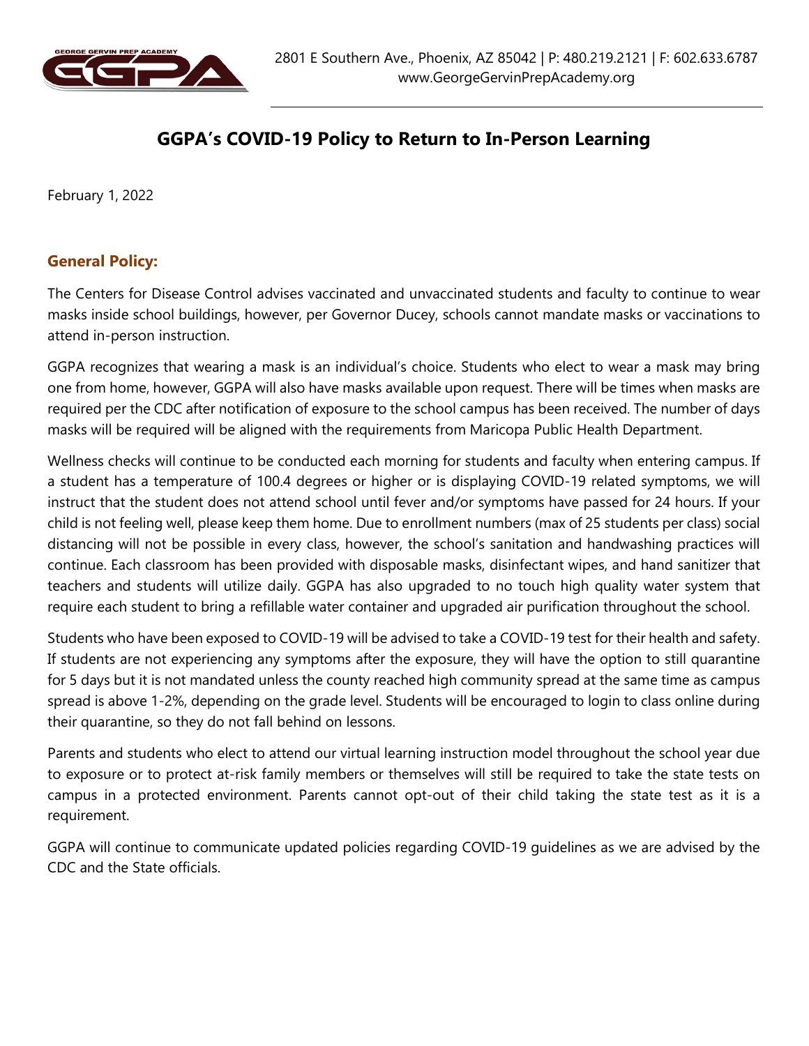2801 E Southern Ave., Phoenix, AZ 85042 | P: 480.219.2121 | F: 602.633.6787
www.GeorgeGervinPrepAcademy.org

# GGPA's COVID-19 Policy to Return to In-Person Learning

February 1, 2022

## General Policy:

The Centers for Disease Control advises vaccinated and unvaccinated students and faculty to continue to wear masks inside school buildings, however, per Governor Ducey, schools cannot mandate masks or vaccinations to attend in-person instruction.

GGPA recognizes that wearing a mask is an individual's choice. Students who elect to wear a mask may bring one from home, however, GGPA will also have masks available upon request. There will be times when masks are required per the CDC after notification of exposure to the school campus has been received. The number of days masks will be required will be aligned with the requirements from Maricopa Public Health Department.

Wellness checks will continue to be conducted each morning for students and faculty when entering campus. If a student has a temperature of 100.4 degrees or higher or is displaying COVID-19 related symptoms, we will instruct that the student does not attend school until fever and/or symptoms have passed for 24 hours. If your child is not feeling well, please keep them home. Due to enrollment numbers (max of 25 students per class) social distancing will not be possible in every class, however, the school's sanitation and handwashing practices will continue. Each classroom has been provided with disposable masks, disinfectant wipes, and hand sanitizer that teachers and students will utilize daily. GGPA has also upgraded to no touch high quality water system that require each student to bring a refillable water container and upgraded air purification throughout the school.

Students who have been exposed to COVID-19 will be advised to take a COVID-19 test for their health and safety. If students are not experiencing any symptoms after the exposure, they will have the option to still quarantine for 5 days but it is not mandated unless the county reached high community spread at the same time as campus spread is above 1-2%, depending on the grade level. Students will be encouraged to login to class online during their quarantine, so they do not fall behind on lessons.

Parents and students who elect to attend our virtual learning instruction model throughout the school year due to exposure or to protect at-risk family members or themselves will still be required to take the state tests on campus in a protected environment. Parents cannot opt-out of their child taking the state test as it is a requirement.

GGPA will continue to communicate updated policies regarding COVID-19 guidelines as we are advised by the CDC and the State officials.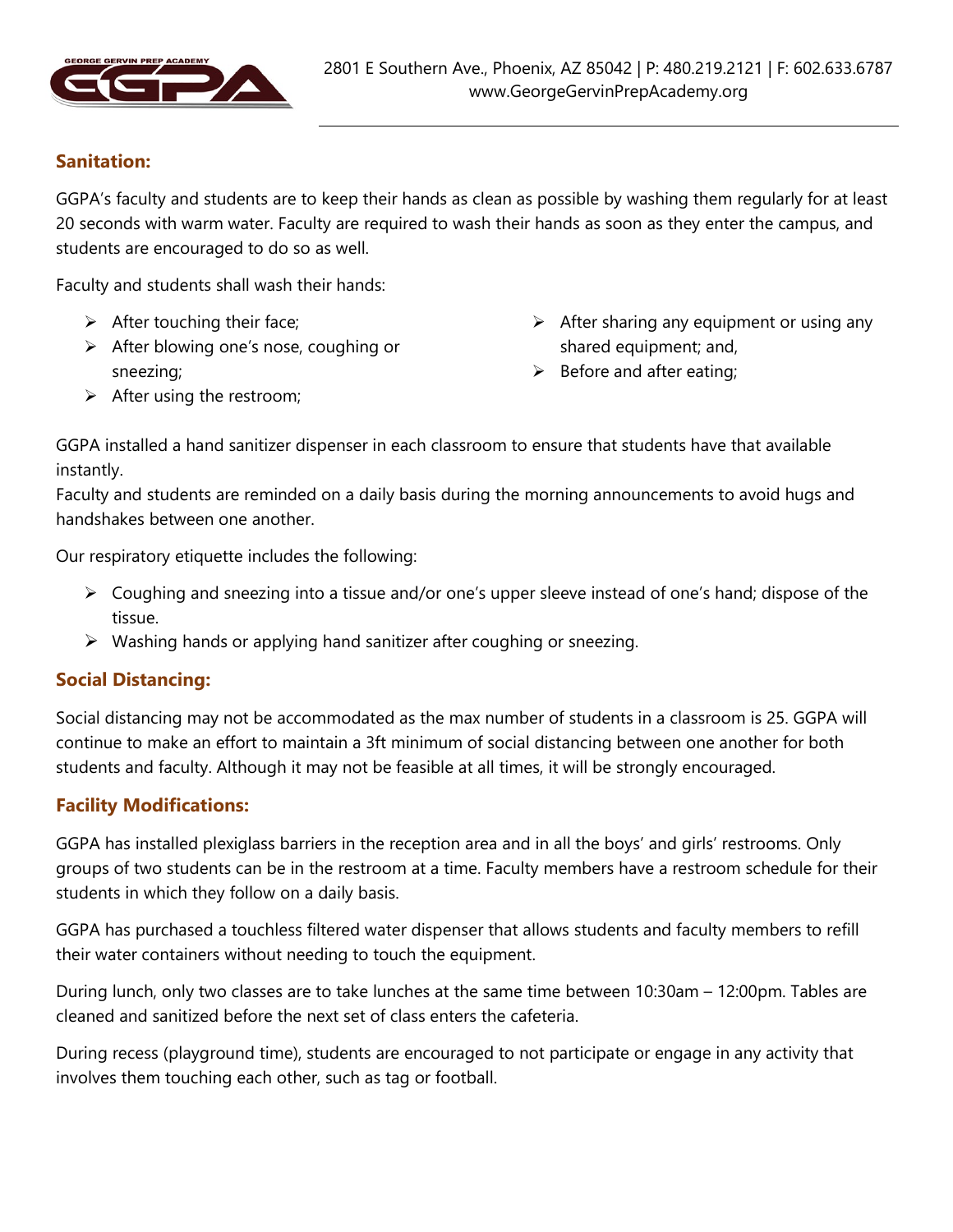## Sanitation:

GGPA's faculty and students are to keep their hands as clean as possible by washing them regularly for at least 20 seconds with warm water. Faculty are required to wash their hands as soon as they enter the campus, and students are encouraged to do so as well.

Faculty and students shall wash their hands:

- After touching their face;
- After blowing one's nose, coughing or sneezing;
- After using the restroom;
- After sharing any equipment or using any shared equipment; and,
- Before and after eating;

GGPA installed a hand sanitizer dispenser in each classroom to ensure that students have that available instantly.
Faculty and students are reminded on a daily basis during the morning announcements to avoid hugs and handshakes between one another.

Our respiratory etiquette includes the following:

- Coughing and sneezing into a tissue and/or one's upper sleeve instead of one's hand; dispose of the tissue.
- Washing hands or applying hand sanitizer after coughing or sneezing.

## Social Distancing:

Social distancing may not be accommodated as the max number of students in a classroom is 25. GGPA will continue to make an effort to maintain a 3ft minimum of social distancing between one another for both students and faculty. Although it may not be feasible at all times, it will be strongly encouraged.

## Facility Modifications:

GGPA has installed plexiglass barriers in the reception area and in all the boys' and girls' restrooms. Only groups of two students can be in the restroom at a time. Faculty members have a restroom schedule for their students in which they follow on a daily basis.

GGPA has purchased a touchless filtered water dispenser that allows students and faculty members to refill their water containers without needing to touch the equipment.

During lunch, only two classes are to take lunches at the same time between 10:30am – 12:00pm. Tables are cleaned and sanitized before the next set of class enters the cafeteria.

During recess (playground time), students are encouraged to not participate or engage in any activity that involves them touching each other, such as tag or football.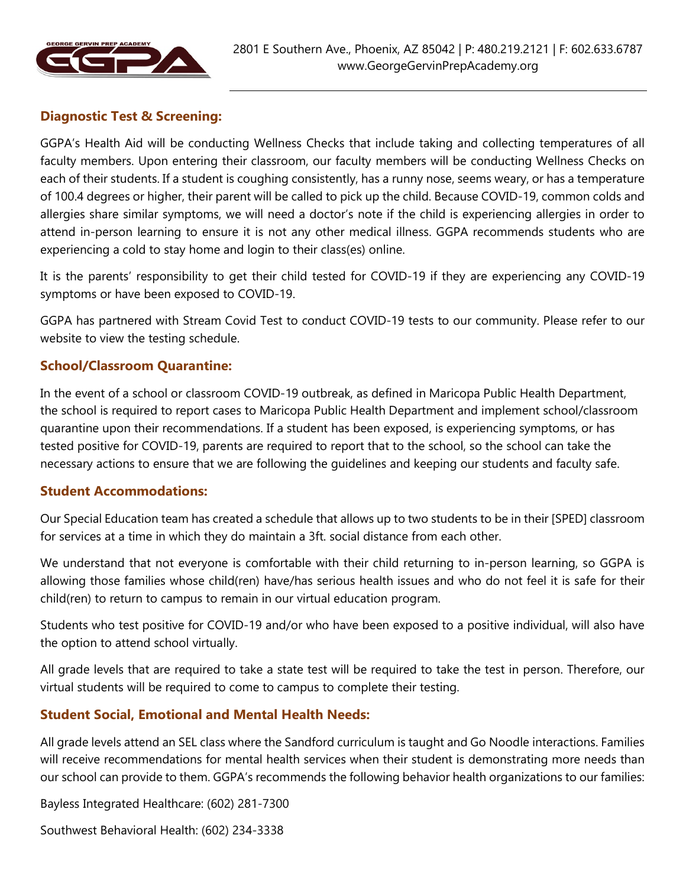## Diagnostic Test & Screening:

GGPA's Health Aid will be conducting Wellness Checks that include taking and collecting temperatures of all faculty members. Upon entering their classroom, our faculty members will be conducting Wellness Checks on each of their students. If a student is coughing consistently, has a runny nose, seems weary, or has a temperature of 100.4 degrees or higher, their parent will be called to pick up the child. Because COVID-19, common colds and allergies share similar symptoms, we will need a doctor's note if the child is experiencing allergies in order to attend in-person learning to ensure it is not any other medical illness. GGPA recommends students who are experiencing a cold to stay home and login to their class(es) online.

It is the parents' responsibility to get their child tested for COVID-19 if they are experiencing any COVID-19 symptoms or have been exposed to COVID-19.

GGPA has partnered with Stream Covid Test to conduct COVID-19 tests to our community. Please refer to our website to view the testing schedule.

## School/Classroom Quarantine:

In the event of a school or classroom COVID-19 outbreak, as defined in Maricopa Public Health Department, the school is required to report cases to Maricopa Public Health Department and implement school/classroom quarantine upon their recommendations. If a student has been exposed, is experiencing symptoms, or has tested positive for COVID-19, parents are required to report that to the school, so the school can take the necessary actions to ensure that we are following the guidelines and keeping our students and faculty safe.

## Student Accommodations:

Our Special Education team has created a schedule that allows up to two students to be in their [SPED] classroom for services at a time in which they do maintain a 3ft. social distance from each other.

We understand that not everyone is comfortable with their child returning to in-person learning, so GGPA is allowing those families whose child(ren) have/has serious health issues and who do not feel it is safe for their child(ren) to return to campus to remain in our virtual education program.

Students who test positive for COVID-19 and/or who have been exposed to a positive individual, will also have the option to attend school virtually.

All grade levels that are required to take a state test will be required to take the test in person. Therefore, our virtual students will be required to come to campus to complete their testing.

## Student Social, Emotional and Mental Health Needs:

All grade levels attend an SEL class where the Sandford curriculum is taught and Go Noodle interactions. Families will receive recommendations for mental health services when their student is demonstrating more needs than our school can provide to them. GGPA's recommends the following behavior health organizations to our families:

Bayless Integrated Healthcare: (602) 281-7300

Southwest Behavioral Health: (602) 234-3338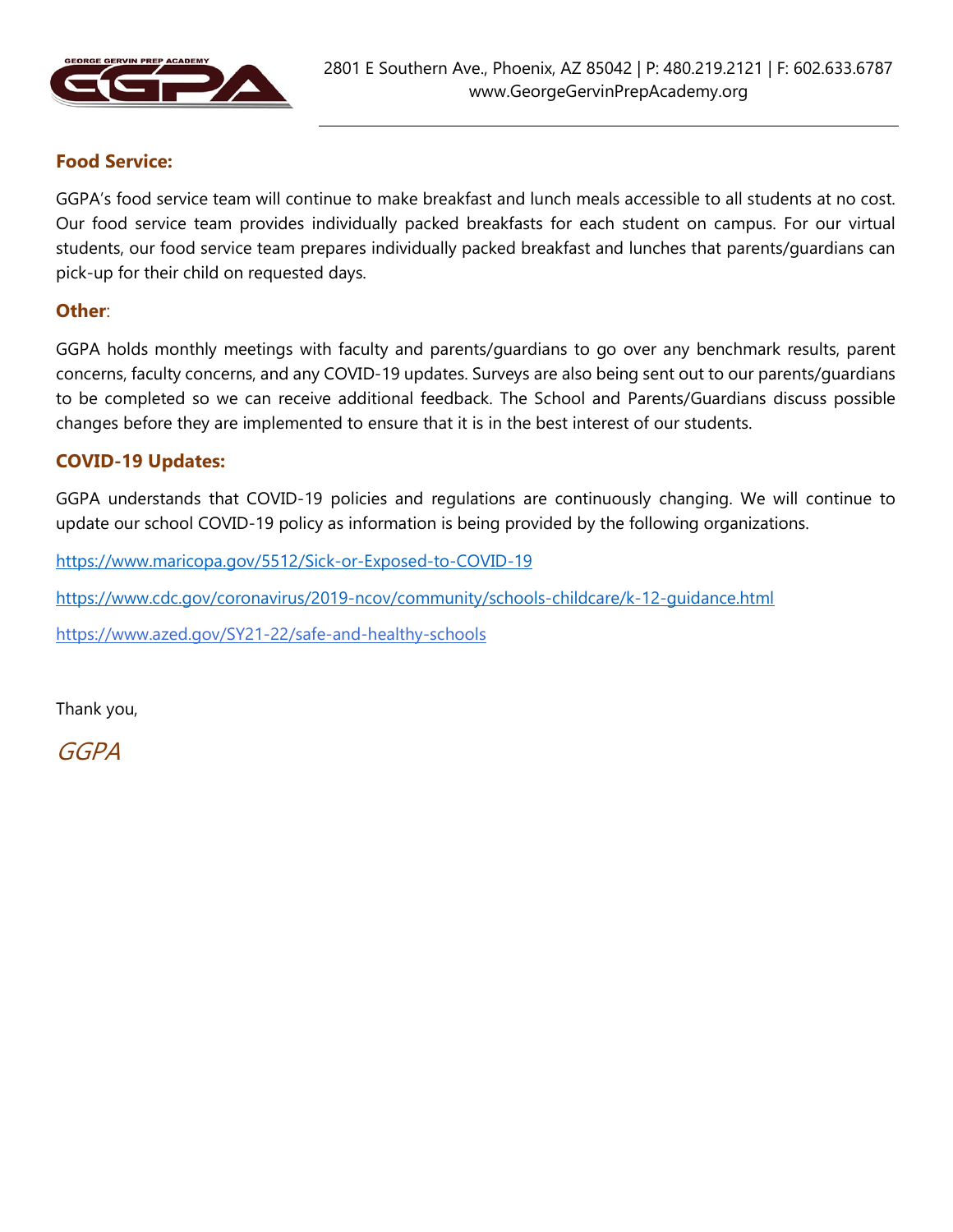**Food Service:**

GGPA's food service team will continue to make breakfast and lunch meals accessible to all students at no cost. Our food service team provides individually packed breakfasts for each student on campus. For our virtual students, our food service team prepares individually packed breakfast and lunches that parents/guardians can pick-up for their child on requested days.

**Other**:

GGPA holds monthly meetings with faculty and parents/guardians to go over any benchmark results, parent concerns, faculty concerns, and any COVID-19 updates. Surveys are also being sent out to our parents/guardians to be completed so we can receive additional feedback. The School and Parents/Guardians discuss possible changes before they are implemented to ensure that it is in the best interest of our students.

**COVID-19 Updates:**

GGPA understands that COVID-19 policies and regulations are continuously changing. We will continue to update our school COVID-19 policy as information is being provided by the following organizations.

https://www.maricopa.gov/5512/Sick-or-Exposed-to-COVID-19

https://www.cdc.gov/coronavirus/2019-ncov/community/schools-childcare/k-12-guidance.html

https://www.azed.gov/SY21-22/safe-and-healthy-schools

Thank you,

*GGPA*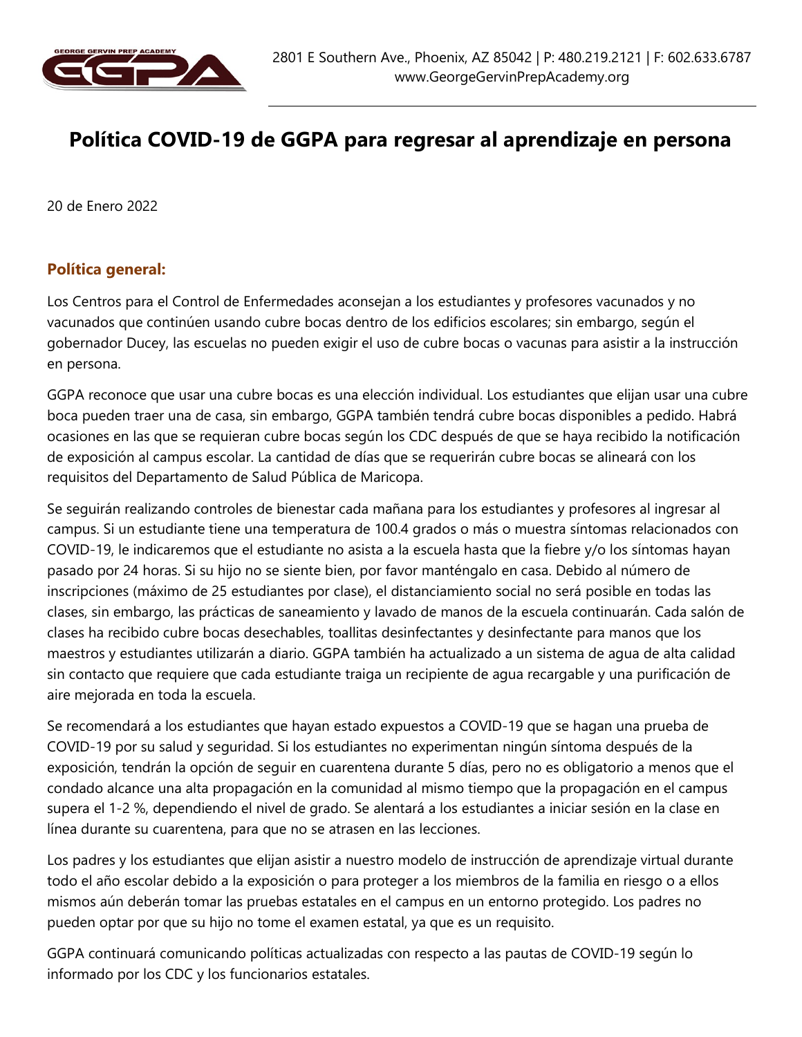2801 E Southern Ave., Phoenix, AZ 85042 | P: 480.219.2121 | F: 602.633.6787
www.GeorgeGervinPrepAcademy.org

# Política COVID-19 de GGPA para regresar al aprendizaje en persona

20 de Enero 2022

## Política general:

Los Centros para el Control de Enfermedades aconsejan a los estudiantes y profesores vacunados y no vacunados que continúen usando cubre bocas dentro de los edificios escolares; sin embargo, según el gobernador Ducey, las escuelas no pueden exigir el uso de cubre bocas o vacunas para asistir a la instrucción en persona.

GGPA reconoce que usar una cubre bocas es una elección individual. Los estudiantes que elijan usar una cubre boca pueden traer una de casa, sin embargo, GGPA también tendrá cubre bocas disponibles a pedido. Habrá ocasiones en las que se requieran cubre bocas según los CDC después de que se haya recibido la notificación de exposición al campus escolar. La cantidad de días que se requerirán cubre bocas se alineará con los requisitos del Departamento de Salud Pública de Maricopa.

Se seguirán realizando controles de bienestar cada mañana para los estudiantes y profesores al ingresar al campus. Si un estudiante tiene una temperatura de 100.4 grados o más o muestra síntomas relacionados con COVID-19, le indicaremos que el estudiante no asista a la escuela hasta que la fiebre y/o los síntomas hayan pasado por 24 horas. Si su hijo no se siente bien, por favor manténgalo en casa. Debido al número de inscripciones (máximo de 25 estudiantes por clase), el distanciamiento social no será posible en todas las clases, sin embargo, las prácticas de saneamiento y lavado de manos de la escuela continuarán. Cada salón de clases ha recibido cubre bocas desechables, toallitas desinfectantes y desinfectante para manos que los maestros y estudiantes utilizarán a diario. GGPA también ha actualizado a un sistema de agua de alta calidad sin contacto que requiere que cada estudiante traiga un recipiente de agua recargable y una purificación de aire mejorada en toda la escuela.

Se recomendará a los estudiantes que hayan estado expuestos a COVID-19 que se hagan una prueba de COVID-19 por su salud y seguridad. Si los estudiantes no experimentan ningún síntoma después de la exposición, tendrán la opción de seguir en cuarentena durante 5 días, pero no es obligatorio a menos que el condado alcance una alta propagación en la comunidad al mismo tiempo que la propagación en el campus supera el 1-2 %, dependiendo el nivel de grado. Se alentará a los estudiantes a iniciar sesión en la clase en línea durante su cuarentena, para que no se atrasen en las lecciones.

Los padres y los estudiantes que elijan asistir a nuestro modelo de instrucción de aprendizaje virtual durante todo el año escolar debido a la exposición o para proteger a los miembros de la familia en riesgo o a ellos mismos aún deberán tomar las pruebas estatales en el campus en un entorno protegido. Los padres no pueden optar por que su hijo no tome el examen estatal, ya que es un requisito.

GGPA continuará comunicando políticas actualizadas con respecto a las pautas de COVID-19 según lo informado por los CDC y los funcionarios estatales.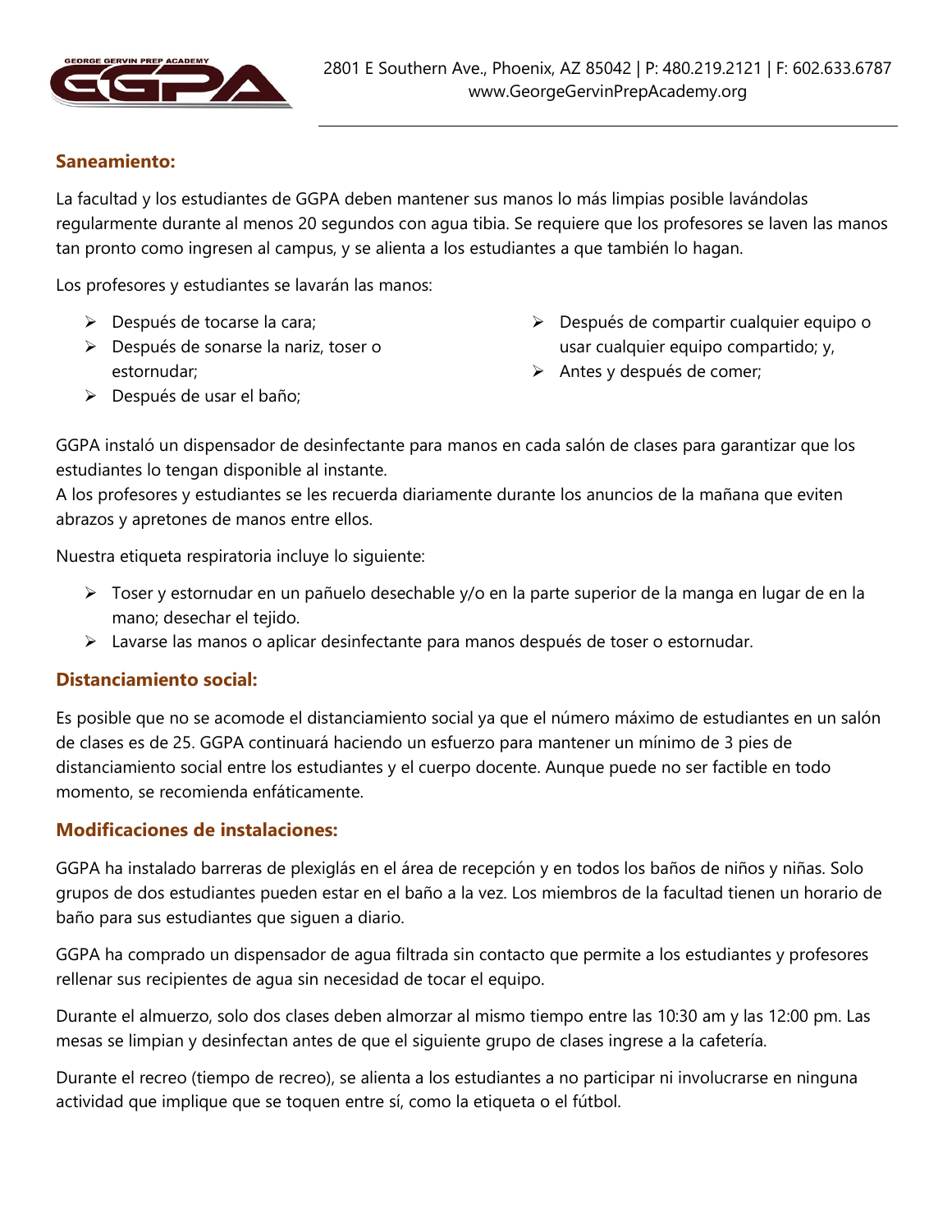## Saneamiento:

La facultad y los estudiantes de GGPA deben mantener sus manos lo más limpias posible lavándolas regularmente durante al menos 20 segundos con agua tibia. Se requiere que los profesores se laven las manos tan pronto como ingresen al campus, y se alienta a los estudiantes a que también lo hagan.

Los profesores y estudiantes se lavarán las manos:

- Después de tocarse la cara;
- Después de sonarse la nariz, toser o estornudar;
- Después de usar el baño;
- Después de compartir cualquier equipo o usar cualquier equipo compartido; y,
- Antes y después de comer;

GGPA instaló un dispensador de desinfectante para manos en cada salón de clases para garantizar que los estudiantes lo tengan disponible al instante.
A los profesores y estudiantes se les recuerda diariamente durante los anuncios de la mañana que eviten abrazos y apretones de manos entre ellos.

Nuestra etiqueta respiratoria incluye lo siguiente:

- Toser y estornudar en un pañuelo desechable y/o en la parte superior de la manga en lugar de en la mano; desechar el tejido.
- Lavarse las manos o aplicar desinfectante para manos después de toser o estornudar.

## Distanciamiento social:

Es posible que no se acomode el distanciamiento social ya que el número máximo de estudiantes en un salón de clases es de 25. GGPA continuará haciendo un esfuerzo para mantener un mínimo de 3 pies de distanciamiento social entre los estudiantes y el cuerpo docente. Aunque puede no ser factible en todo momento, se recomienda enfáticamente.

## Modificaciones de instalaciones:

GGPA ha instalado barreras de plexiglás en el área de recepción y en todos los baños de niños y niñas. Solo grupos de dos estudiantes pueden estar en el baño a la vez. Los miembros de la facultad tienen un horario de baño para sus estudiantes que siguen a diario.

GGPA ha comprado un dispensador de agua filtrada sin contacto que permite a los estudiantes y profesores rellenar sus recipientes de agua sin necesidad de tocar el equipo.

Durante el almuerzo, solo dos clases deben almorzar al mismo tiempo entre las 10:30 am y las 12:00 pm. Las mesas se limpian y desinfectan antes de que el siguiente grupo de clases ingrese a la cafetería.

Durante el recreo (tiempo de recreo), se alienta a los estudiantes a no participar ni involucrarse en ninguna actividad que implique que se toquen entre sí, como la etiqueta o el fútbol.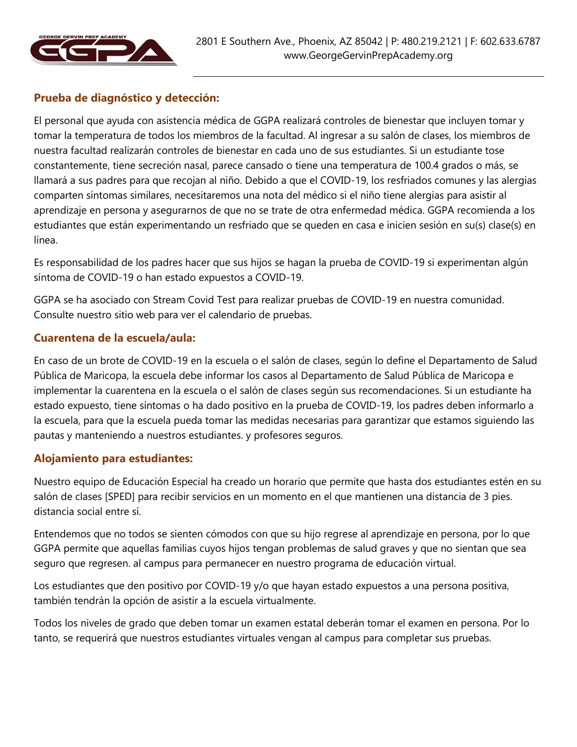### Prueba de diagnóstico y detección:

El personal que ayuda con asistencia médica de GGPA realizará controles de bienestar que incluyen tomar y tomar la temperatura de todos los miembros de la facultad. Al ingresar a su salón de clases, los miembros de nuestra facultad realizarán controles de bienestar en cada uno de sus estudiantes. Si un estudiante tose constantemente, tiene secreción nasal, parece cansado o tiene una temperatura de 100.4 grados o más, se llamará a sus padres para que recojan al niño. Debido a que el COVID-19, los resfriados comunes y las alergias comparten síntomas similares, necesitaremos una nota del médico si el niño tiene alergias para asistir al aprendizaje en persona y asegurarnos de que no se trate de otra enfermedad médica. GGPA recomienda a los estudiantes que están experimentando un resfriado que se queden en casa e inicien sesión en su(s) clase(s) en línea.

Es responsabilidad de los padres hacer que sus hijos se hagan la prueba de COVID-19 si experimentan algún síntoma de COVID-19 o han estado expuestos a COVID-19.

GGPA se ha asociado con Stream Covid Test para realizar pruebas de COVID-19 en nuestra comunidad. Consulte nuestro sitio web para ver el calendario de pruebas.

### Cuarentena de la escuela/aula:

En caso de un brote de COVID-19 en la escuela o el salón de clases, según lo define el Departamento de Salud Pública de Maricopa, la escuela debe informar los casos al Departamento de Salud Pública de Maricopa e implementar la cuarentena en la escuela o el salón de clases según sus recomendaciones. Si un estudiante ha estado expuesto, tiene síntomas o ha dado positivo en la prueba de COVID-19, los padres deben informarlo a la escuela, para que la escuela pueda tomar las medidas necesarias para garantizar que estamos siguiendo las pautas y manteniendo a nuestros estudiantes. y profesores seguros.

### Alojamiento para estudiantes:

Nuestro equipo de Educación Especial ha creado un horario que permite que hasta dos estudiantes estén en su salón de clases [SPED] para recibir servicios en un momento en el que mantienen una distancia de 3 pies. distancia social entre sí.

Entendemos que no todos se sienten cómodos con que su hijo regrese al aprendizaje en persona, por lo que GGPA permite que aquellas familias cuyos hijos tengan problemas de salud graves y que no sientan que sea seguro que regresen. al campus para permanecer en nuestro programa de educación virtual.

Los estudiantes que den positivo por COVID-19 y/o que hayan estado expuestos a una persona positiva, también tendrán la opción de asistir a la escuela virtualmente.

Todos los niveles de grado que deben tomar un examen estatal deberán tomar el examen en persona. Por lo tanto, se requerirá que nuestros estudiantes virtuales vengan al campus para completar sus pruebas.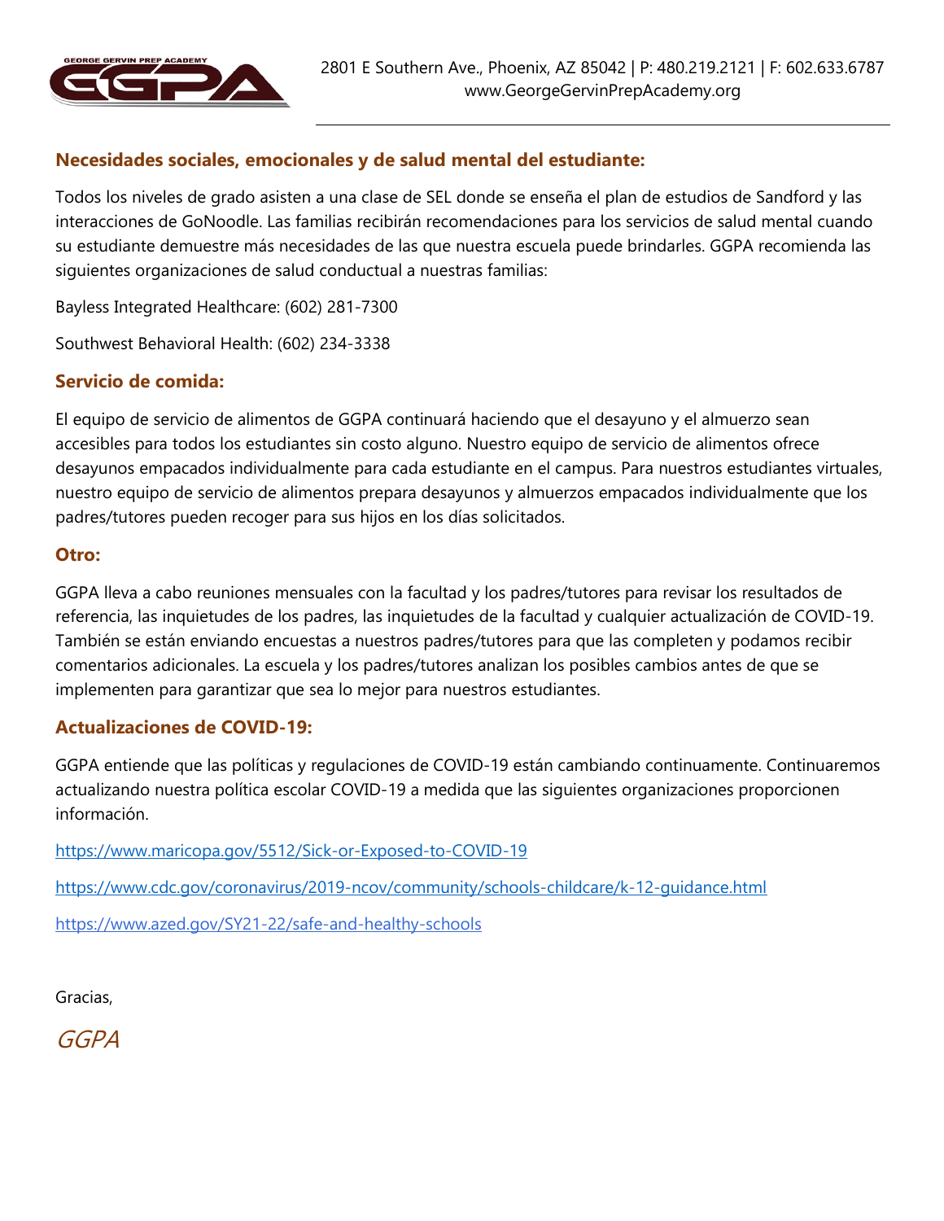2801 E Southern Ave., Phoenix, AZ 85042 | P: 480.219.2121 | F: 602.633.6787
www.GeorgeGervinPrepAcademy.org

## Necesidades sociales, emocionales y de salud mental del estudiante:

Todos los niveles de grado asisten a una clase de SEL donde se enseña el plan de estudios de Sandford y las interacciones de GoNoodle. Las familias recibirán recomendaciones para los servicios de salud mental cuando su estudiante demuestre más necesidades de las que nuestra escuela puede brindarles. GGPA recomienda las siguientes organizaciones de salud conductual a nuestras familias:

Bayless Integrated Healthcare: (602) 281-7300

Southwest Behavioral Health: (602) 234-3338

## Servicio de comida:

El equipo de servicio de alimentos de GGPA continuará haciendo que el desayuno y el almuerzo sean accesibles para todos los estudiantes sin costo alguno. Nuestro equipo de servicio de alimentos ofrece desayunos empacados individualmente para cada estudiante en el campus. Para nuestros estudiantes virtuales, nuestro equipo de servicio de alimentos prepara desayunos y almuerzos empacados individualmente que los padres/tutores pueden recoger para sus hijos en los días solicitados.

## Otro:

GGPA lleva a cabo reuniones mensuales con la facultad y los padres/tutores para revisar los resultados de referencia, las inquietudes de los padres, las inquietudes de la facultad y cualquier actualización de COVID-19. También se están enviando encuestas a nuestros padres/tutores para que las completen y podamos recibir comentarios adicionales. La escuela y los padres/tutores analizan los posibles cambios antes de que se implementen para garantizar que sea lo mejor para nuestros estudiantes.

## Actualizaciones de COVID-19:

GGPA entiende que las políticas y regulaciones de COVID-19 están cambiando continuamente. Continuaremos actualizando nuestra política escolar COVID-19 a medida que las siguientes organizaciones proporcionen información.

https://www.maricopa.gov/5512/Sick-or-Exposed-to-COVID-19

https://www.cdc.gov/coronavirus/2019-ncov/community/schools-childcare/k-12-guidance.html

https://www.azed.gov/SY21-22/safe-and-healthy-schools

Gracias,

*GGPA*